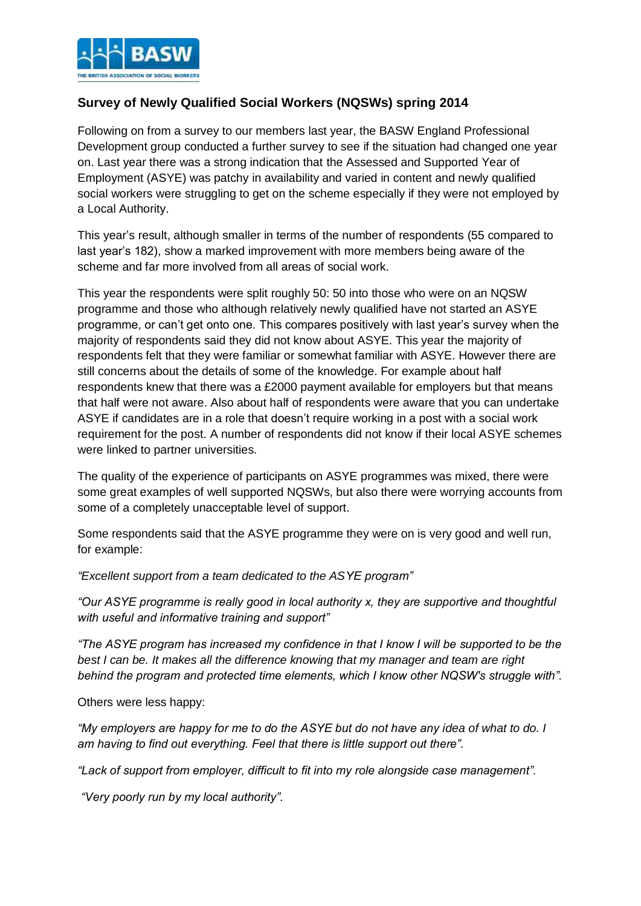## Survey of Newly Qualified Social Workers (NQSWs) spring 2014

Following on from a survey to our members last year, the BASW England Professional Development group conducted a further survey to see if the situation had changed one year on. Last year there was a strong indication that the Assessed and Supported Year of Employment (ASYE) was patchy in availability and varied in content and newly qualified social workers were struggling to get on the scheme especially if they were not employed by a Local Authority.

This year's result, although smaller in terms of the number of respondents (55 compared to last year's 182), show a marked improvement with more members being aware of the scheme and far more involved from all areas of social work.

This year the respondents were split roughly 50: 50 into those who were on an NQSW programme and those who although relatively newly qualified have not started an ASYE programme, or can't get onto one. This compares positively with last year's survey when the majority of respondents said they did not know about ASYE. This year the majority of respondents felt that they were familiar or somewhat familiar with ASYE. However there are still concerns about the details of some of the knowledge. For example about half respondents knew that there was a £2000 payment available for employers but that means that half were not aware. Also about half of respondents were aware that you can undertake ASYE if candidates are in a role that doesn't require working in a post with a social work requirement for the post. A number of respondents did not know if their local ASYE schemes were linked to partner universities.

The quality of the experience of participants on ASYE programmes was mixed, there were some great examples of well supported NQSWs, but also there were worrying accounts from some of a completely unacceptable level of support.

Some respondents said that the ASYE programme they were on is very good and well run, for example:

*"Excellent support from a team dedicated to the ASYE program"*

*"Our ASYE programme is really good in local authority x, they are supportive and thoughtful with useful and informative training and support"*

*"The ASYE program has increased my confidence in that I know I will be supported to be the best I can be. It makes all the difference knowing that my manager and team are right behind the program and protected time elements, which I know other NQSW's struggle with".*

Others were less happy:

*"My employers are happy for me to do the ASYE but do not have any idea of what to do. I am having to find out everything. Feel that there is little support out there".*

*"Lack of support from employer, difficult to fit into my role alongside case management".*

*"Very poorly run by my local authority".*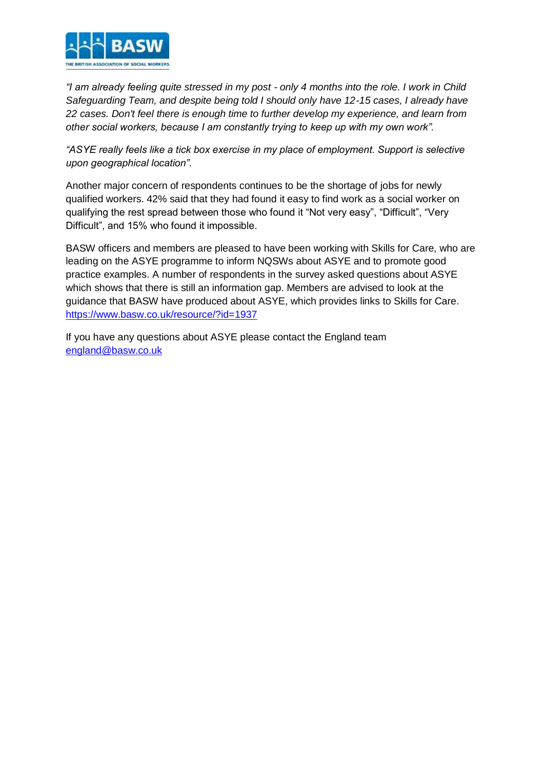*"I am already feeling quite stressed in my post - only 4 months into the role. I work in Child Safeguarding Team, and despite being told I should only have 12-15 cases, I already have 22 cases. Don't feel there is enough time to further develop my experience, and learn from other social workers, because I am constantly trying to keep up with my own work".*

*"ASYE really feels like a tick box exercise in my place of employment. Support is selective upon geographical location".*

Another major concern of respondents continues to be the shortage of jobs for newly qualified workers. 42% said that they had found it easy to find work as a social worker on qualifying the rest spread between those who found it "Not very easy", "Difficult", "Very Difficult", and 15% who found it impossible.

BASW officers and members are pleased to have been working with Skills for Care, who are leading on the ASYE programme to inform NQSWs about ASYE and to promote good practice examples. A number of respondents in the survey asked questions about ASYE which shows that there is still an information gap. Members are advised to look at the guidance that BASW have produced about ASYE, which provides links to Skills for Care. https://www.basw.co.uk/resource/?id=1937

If you have any questions about ASYE please contact the England team england@basw.co.uk